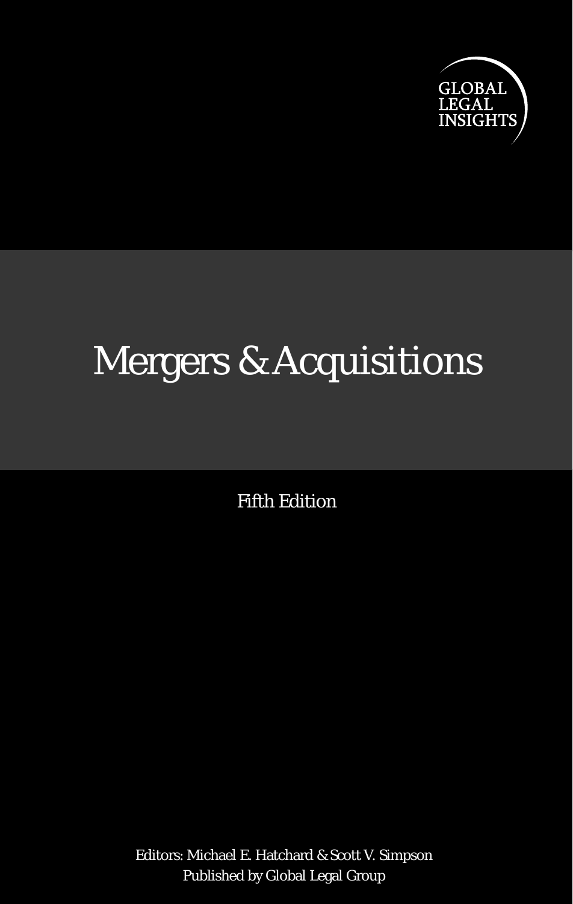GLOBAL LEGAL INSIGHTS

# Mergers & Acquisitions

Fifth Edition

Editors: Michael E. Hatchard & Scott V. Simpson
Published by Global Legal Group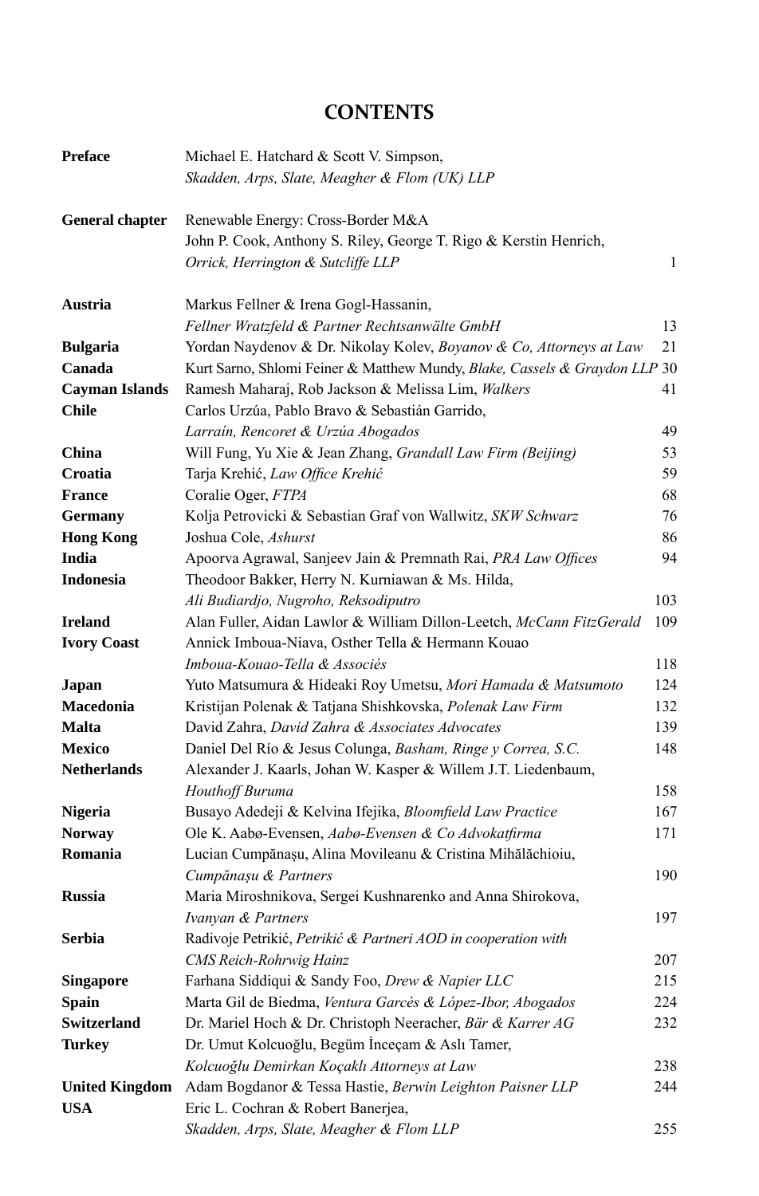# CONTENTS

| | | |
|---|---|---|
| **Preface** | Michael E. Hatchard & Scott V. Simpson, *Skadden, Arps, Slate, Meagher & Flom (UK) LLP* | |
| **General chapter** | Renewable Energy: Cross-Border M&A John P. Cook, Anthony S. Riley, George T. Rigo & Kerstin Henrich, *Orrick, Herrington & Sutcliffe LLP* | 1 |
| **Austria** | Markus Fellner & Irena Gogl-Hassanin, *Fellner Wratzfeld & Partner Rechtsanwälte GmbH* | 13 |
| **Bulgaria** | Yordan Naydenov & Dr. Nikolay Kolev, *Boyanov & Co, Attorneys at Law* | 21 |
| **Canada** | Kurt Sarno, Shlomi Feiner & Matthew Mundy, *Blake, Cassels & Graydon LLP* | 30 |
| **Cayman Islands** | Ramesh Maharaj, Rob Jackson & Melissa Lim, *Walkers* | 41 |
| **Chile** | Carlos Urzúa, Pablo Bravo & Sebastián Garrido, *Larraín, Rencoret & Urzúa Abogados* | 49 |
| **China** | Will Fung, Yu Xie & Jean Zhang, *Grandall Law Firm (Beijing)* | 53 |
| **Croatia** | Tarja Krehić, *Law Office Krehić* | 59 |
| **France** | Coralie Oger, *FTPA* | 68 |
| **Germany** | Kolja Petrovicki & Sebastian Graf von Wallwitz, *SKW Schwarz* | 76 |
| **Hong Kong** | Joshua Cole, *Ashurst* | 86 |
| **India** | Apoorva Agrawal, Sanjeev Jain & Premnath Rai, *PRA Law Offices* | 94 |
| **Indonesia** | Theodoor Bakker, Herry N. Kurniawan & Ms. Hilda, *Ali Budiardjo, Nugroho, Reksodiputro* | 103 |
| **Ireland** | Alan Fuller, Aidan Lawlor & William Dillon-Leetch, *McCann FitzGerald* | 109 |
| **Ivory Coast** | Annick Imboua-Niava, Osther Tella & Hermann Kouao *Imboua-Kouao-Tella & Associés* | 118 |
| **Japan** | Yuto Matsumura & Hideaki Roy Umetsu, *Mori Hamada & Matsumoto* | 124 |
| **Macedonia** | Kristijan Polenak & Tatjana Shishkovska, *Polenak Law Firm* | 132 |
| **Malta** | David Zahra, *David Zahra & Associates Advocates* | 139 |
| **Mexico** | Daniel Del Río & Jesus Colunga, *Basham, Ringe y Correa, S.C.* | 148 |
| **Netherlands** | Alexander J. Kaarls, Johan W. Kasper & Willem J.T. Liedenbaum, *Houthoff Buruma* | 158 |
| **Nigeria** | Busayo Adedeji & Kelvina Ifejika, *Bloomfield Law Practice* | 167 |
| **Norway** | Ole K. Aabø-Evensen, *Aabø-Evensen & Co Advokatfirma* | 171 |
| **Romania** | Lucian Cumpănașu, Alina Movileanu & Cristina Mihălăchioiu, *Cumpănașu & Partners* | 190 |
| **Russia** | Maria Miroshnikova, Sergei Kushnarenko and Anna Shirokova, *Ivanyan & Partners* | 197 |
| **Serbia** | Radivoje Petrikić, *Petrikić & Partneri AOD in cooperation with CMS Reich-Rohrwig Hainz* | 207 |
| **Singapore** | Farhana Siddiqui & Sandy Foo, *Drew & Napier LLC* | 215 |
| **Spain** | Marta Gil de Biedma, *Ventura Garcés & López-Ibor, Abogados* | 224 |
| **Switzerland** | Dr. Mariel Hoch & Dr. Christoph Neeracher, *Bär & Karrer AG* | 232 |
| **Turkey** | Dr. Umut Kolcuoğlu, Begüm İnceçam & Aslı Tamer, *Kolcuoğlu Demirkan Koçaklı Attorneys at Law* | 238 |
| **United Kingdom** | Adam Bogdanor & Tessa Hastie, *Berwin Leighton Paisner LLP* | 244 |
| **USA** | Eric L. Cochran & Robert Banerjea, *Skadden, Arps, Slate, Meagher & Flom LLP* | 255 |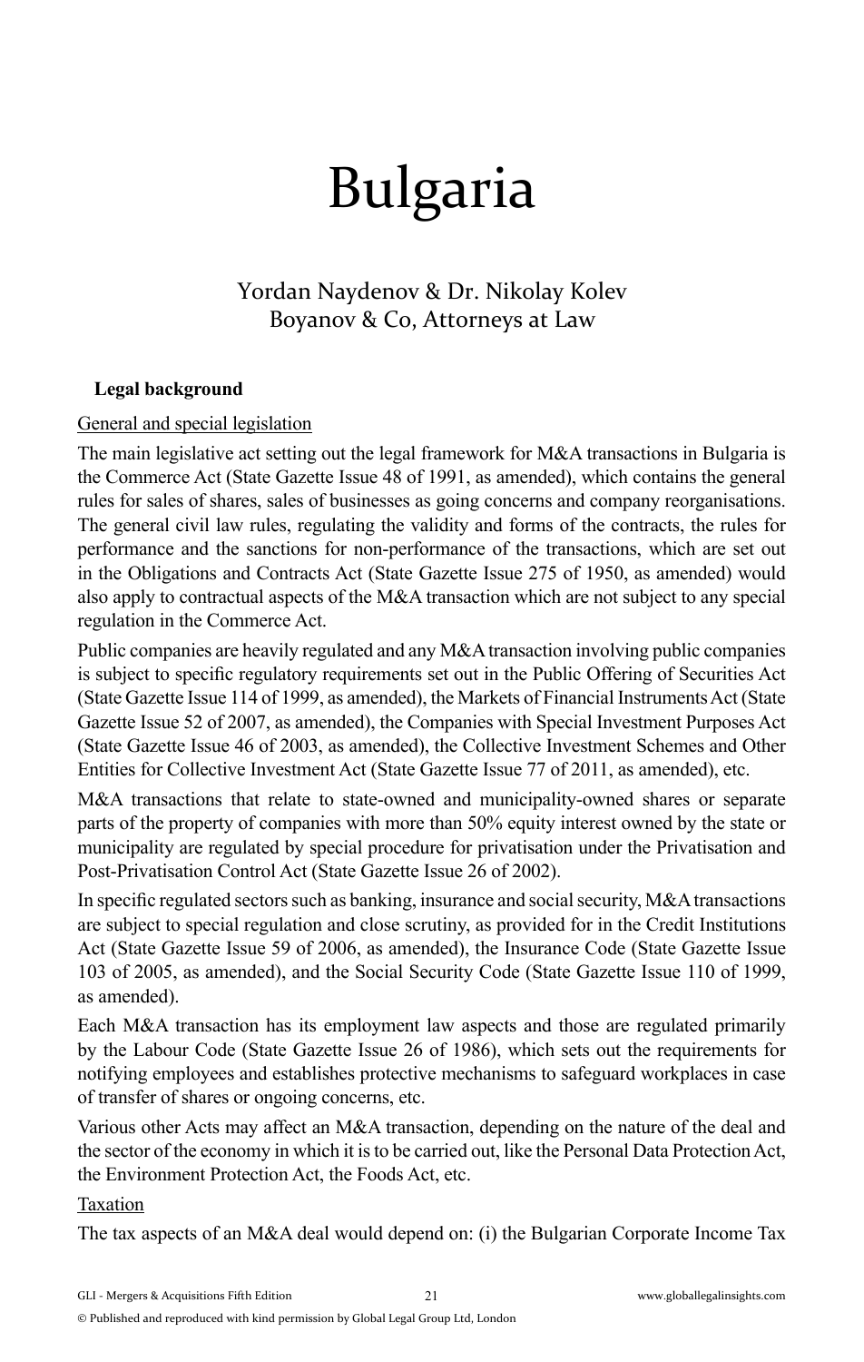# Bulgaria

Yordan Naydenov & Dr. Nikolay Kolev
Boyanov & Co, Attorneys at Law

## Legal background

General and special legislation

The main legislative act setting out the legal framework for M&A transactions in Bulgaria is the Commerce Act (State Gazette Issue 48 of 1991, as amended), which contains the general rules for sales of shares, sales of businesses as going concerns and company reorganisations. The general civil law rules, regulating the validity and forms of the contracts, the rules for performance and the sanctions for non-performance of the transactions, which are set out in the Obligations and Contracts Act (State Gazette Issue 275 of 1950, as amended) would also apply to contractual aspects of the M&A transaction which are not subject to any special regulation in the Commerce Act.

Public companies are heavily regulated and any M&A transaction involving public companies is subject to specific regulatory requirements set out in the Public Offering of Securities Act (State Gazette Issue 114 of 1999, as amended), the Markets of Financial Instruments Act (State Gazette Issue 52 of 2007, as amended), the Companies with Special Investment Purposes Act (State Gazette Issue 46 of 2003, as amended), the Collective Investment Schemes and Other Entities for Collective Investment Act (State Gazette Issue 77 of 2011, as amended), etc.

M&A transactions that relate to state-owned and municipality-owned shares or separate parts of the property of companies with more than 50% equity interest owned by the state or municipality are regulated by special procedure for privatisation under the Privatisation and Post-Privatisation Control Act (State Gazette Issue 26 of 2002).

In specific regulated sectors such as banking, insurance and social security, M&A transactions are subject to special regulation and close scrutiny, as provided for in the Credit Institutions Act (State Gazette Issue 59 of 2006, as amended), the Insurance Code (State Gazette Issue 103 of 2005, as amended), and the Social Security Code (State Gazette Issue 110 of 1999, as amended).

Each M&A transaction has its employment law aspects and those are regulated primarily by the Labour Code (State Gazette Issue 26 of 1986), which sets out the requirements for notifying employees and establishes protective mechanisms to safeguard workplaces in case of transfer of shares or ongoing concerns, etc.

Various other Acts may affect an M&A transaction, depending on the nature of the deal and the sector of the economy in which it is to be carried out, like the Personal Data Protection Act, the Environment Protection Act, the Foods Act, etc.

Taxation

The tax aspects of an M&A deal would depend on: (i) the Bulgarian Corporate Income Tax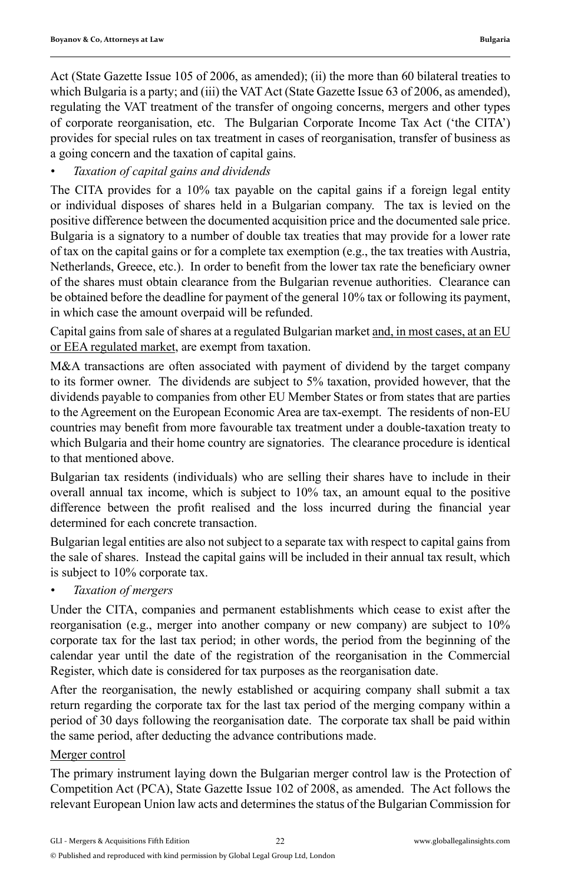Act (State Gazette Issue 105 of 2006, as amended); (ii) the more than 60 bilateral treaties to which Bulgaria is a party; and (iii) the VAT Act (State Gazette Issue 63 of 2006, as amended), regulating the VAT treatment of the transfer of ongoing concerns, mergers and other types of corporate reorganisation, etc. The Bulgarian Corporate Income Tax Act ('the CITA') provides for special rules on tax treatment in cases of reorganisation, transfer of business as a going concern and the taxation of capital gains.

- *Taxation of capital gains and dividends*

The CITA provides for a 10% tax payable on the capital gains if a foreign legal entity or individual disposes of shares held in a Bulgarian company. The tax is levied on the positive difference between the documented acquisition price and the documented sale price. Bulgaria is a signatory to a number of double tax treaties that may provide for a lower rate of tax on the capital gains or for a complete tax exemption (e.g., the tax treaties with Austria, Netherlands, Greece, etc.). In order to benefit from the lower tax rate the beneficiary owner of the shares must obtain clearance from the Bulgarian revenue authorities. Clearance can be obtained before the deadline for payment of the general 10% tax or following its payment, in which case the amount overpaid will be refunded.

Capital gains from sale of shares at a regulated Bulgarian market <u>and, in most cases, at an EU or EEA regulated market</u>, are exempt from taxation.

M&A transactions are often associated with payment of dividend by the target company to its former owner. The dividends are subject to 5% taxation, provided however, that the dividends payable to companies from other EU Member States or from states that are parties to the Agreement on the European Economic Area are tax-exempt. The residents of non-EU countries may benefit from more favourable tax treatment under a double-taxation treaty to which Bulgaria and their home country are signatories. The clearance procedure is identical to that mentioned above.

Bulgarian tax residents (individuals) who are selling their shares have to include in their overall annual tax income, which is subject to 10% tax, an amount equal to the positive difference between the profit realised and the loss incurred during the financial year determined for each concrete transaction.

Bulgarian legal entities are also not subject to a separate tax with respect to capital gains from the sale of shares. Instead the capital gains will be included in their annual tax result, which is subject to 10% corporate tax.

- *Taxation of mergers*

Under the CITA, companies and permanent establishments which cease to exist after the reorganisation (e.g., merger into another company or new company) are subject to 10% corporate tax for the last tax period; in other words, the period from the beginning of the calendar year until the date of the registration of the reorganisation in the Commercial Register, which date is considered for tax purposes as the reorganisation date.

After the reorganisation, the newly established or acquiring company shall submit a tax return regarding the corporate tax for the last tax period of the merging company within a period of 30 days following the reorganisation date. The corporate tax shall be paid within the same period, after deducting the advance contributions made.

<u>Merger control</u>

The primary instrument laying down the Bulgarian merger control law is the Protection of Competition Act (PCA), State Gazette Issue 102 of 2008, as amended. The Act follows the relevant European Union law acts and determines the status of the Bulgarian Commission for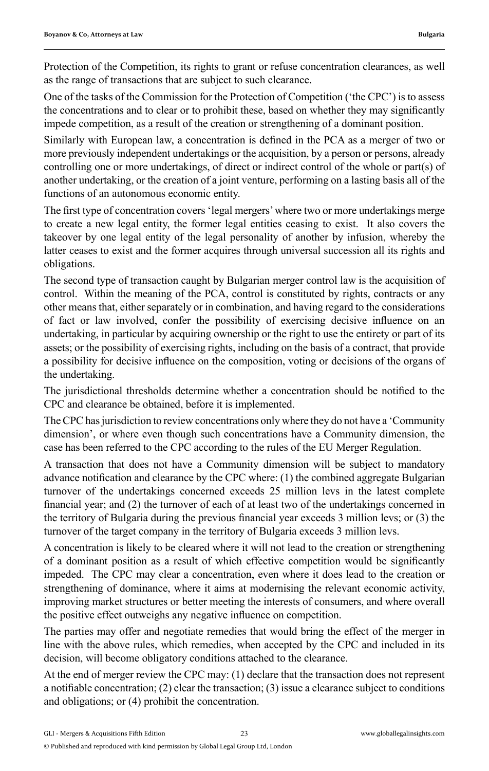Protection of the Competition, its rights to grant or refuse concentration clearances, as well as the range of transactions that are subject to such clearance.

One of the tasks of the Commission for the Protection of Competition ('the CPC') is to assess the concentrations and to clear or to prohibit these, based on whether they may significantly impede competition, as a result of the creation or strengthening of a dominant position.

Similarly with European law, a concentration is defined in the PCA as a merger of two or more previously independent undertakings or the acquisition, by a person or persons, already controlling one or more undertakings, of direct or indirect control of the whole or part(s) of another undertaking, or the creation of a joint venture, performing on a lasting basis all of the functions of an autonomous economic entity.

The first type of concentration covers 'legal mergers' where two or more undertakings merge to create a new legal entity, the former legal entities ceasing to exist. It also covers the takeover by one legal entity of the legal personality of another by infusion, whereby the latter ceases to exist and the former acquires through universal succession all its rights and obligations.

The second type of transaction caught by Bulgarian merger control law is the acquisition of control. Within the meaning of the PCA, control is constituted by rights, contracts or any other means that, either separately or in combination, and having regard to the considerations of fact or law involved, confer the possibility of exercising decisive influence on an undertaking, in particular by acquiring ownership or the right to use the entirety or part of its assets; or the possibility of exercising rights, including on the basis of a contract, that provide a possibility for decisive influence on the composition, voting or decisions of the organs of the undertaking.

The jurisdictional thresholds determine whether a concentration should be notified to the CPC and clearance be obtained, before it is implemented.

The CPC has jurisdiction to review concentrations only where they do not have a 'Community dimension', or where even though such concentrations have a Community dimension, the case has been referred to the CPC according to the rules of the EU Merger Regulation.

A transaction that does not have a Community dimension will be subject to mandatory advance notification and clearance by the CPC where: (1) the combined aggregate Bulgarian turnover of the undertakings concerned exceeds 25 million levs in the latest complete financial year; and (2) the turnover of each of at least two of the undertakings concerned in the territory of Bulgaria during the previous financial year exceeds 3 million levs; or (3) the turnover of the target company in the territory of Bulgaria exceeds 3 million levs.

A concentration is likely to be cleared where it will not lead to the creation or strengthening of a dominant position as a result of which effective competition would be significantly impeded. The CPC may clear a concentration, even where it does lead to the creation or strengthening of dominance, where it aims at modernising the relevant economic activity, improving market structures or better meeting the interests of consumers, and where overall the positive effect outweighs any negative influence on competition.

The parties may offer and negotiate remedies that would bring the effect of the merger in line with the above rules, which remedies, when accepted by the CPC and included in its decision, will become obligatory conditions attached to the clearance.

At the end of merger review the CPC may: (1) declare that the transaction does not represent a notifiable concentration; (2) clear the transaction; (3) issue a clearance subject to conditions and obligations; or (4) prohibit the concentration.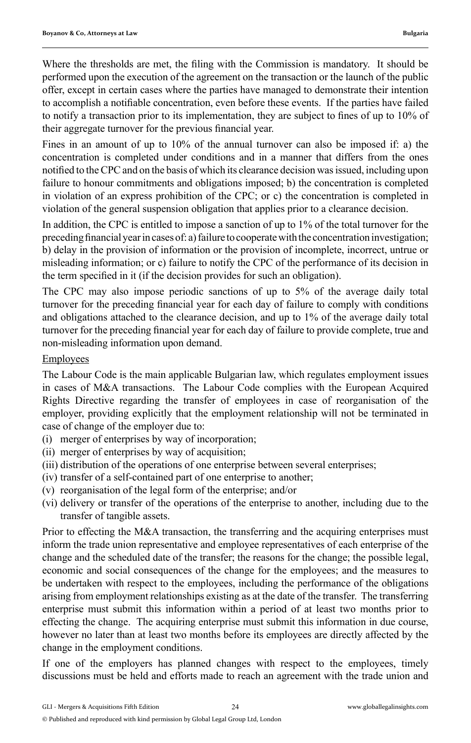Where the thresholds are met, the filing with the Commission is mandatory. It should be performed upon the execution of the agreement on the transaction or the launch of the public offer, except in certain cases where the parties have managed to demonstrate their intention to accomplish a notifiable concentration, even before these events. If the parties have failed to notify a transaction prior to its implementation, they are subject to fines of up to 10% of their aggregate turnover for the previous financial year.

Fines in an amount of up to 10% of the annual turnover can also be imposed if: a) the concentration is completed under conditions and in a manner that differs from the ones notified to the CPC and on the basis of which its clearance decision was issued, including upon failure to honour commitments and obligations imposed; b) the concentration is completed in violation of an express prohibition of the CPC; or c) the concentration is completed in violation of the general suspension obligation that applies prior to a clearance decision.

In addition, the CPC is entitled to impose a sanction of up to 1% of the total turnover for the preceding financial year in cases of: a) failure to cooperate with the concentration investigation; b) delay in the provision of information or the provision of incomplete, incorrect, untrue or misleading information; or c) failure to notify the CPC of the performance of its decision in the term specified in it (if the decision provides for such an obligation).

The CPC may also impose periodic sanctions of up to 5% of the average daily total turnover for the preceding financial year for each day of failure to comply with conditions and obligations attached to the clearance decision, and up to 1% of the average daily total turnover for the preceding financial year for each day of failure to provide complete, true and non-misleading information upon demand.

<u>Employees</u>

The Labour Code is the main applicable Bulgarian law, which regulates employment issues in cases of M&A transactions. The Labour Code complies with the European Acquired Rights Directive regarding the transfer of employees in case of reorganisation of the employer, providing explicitly that the employment relationship will not be terminated in case of change of the employer due to:

(i) merger of enterprises by way of incorporation;
(ii) merger of enterprises by way of acquisition;
(iii) distribution of the operations of one enterprise between several enterprises;
(iv) transfer of a self-contained part of one enterprise to another;
(v) reorganisation of the legal form of the enterprise; and/or
(vi) delivery or transfer of the operations of the enterprise to another, including due to the transfer of tangible assets.

Prior to effecting the M&A transaction, the transferring and the acquiring enterprises must inform the trade union representative and employee representatives of each enterprise of the change and the scheduled date of the transfer; the reasons for the change; the possible legal, economic and social consequences of the change for the employees; and the measures to be undertaken with respect to the employees, including the performance of the obligations arising from employment relationships existing as at the date of the transfer. The transferring enterprise must submit this information within a period of at least two months prior to effecting the change. The acquiring enterprise must submit this information in due course, however no later than at least two months before its employees are directly affected by the change in the employment conditions.

If one of the employers has planned changes with respect to the employees, timely discussions must be held and efforts made to reach an agreement with the trade union and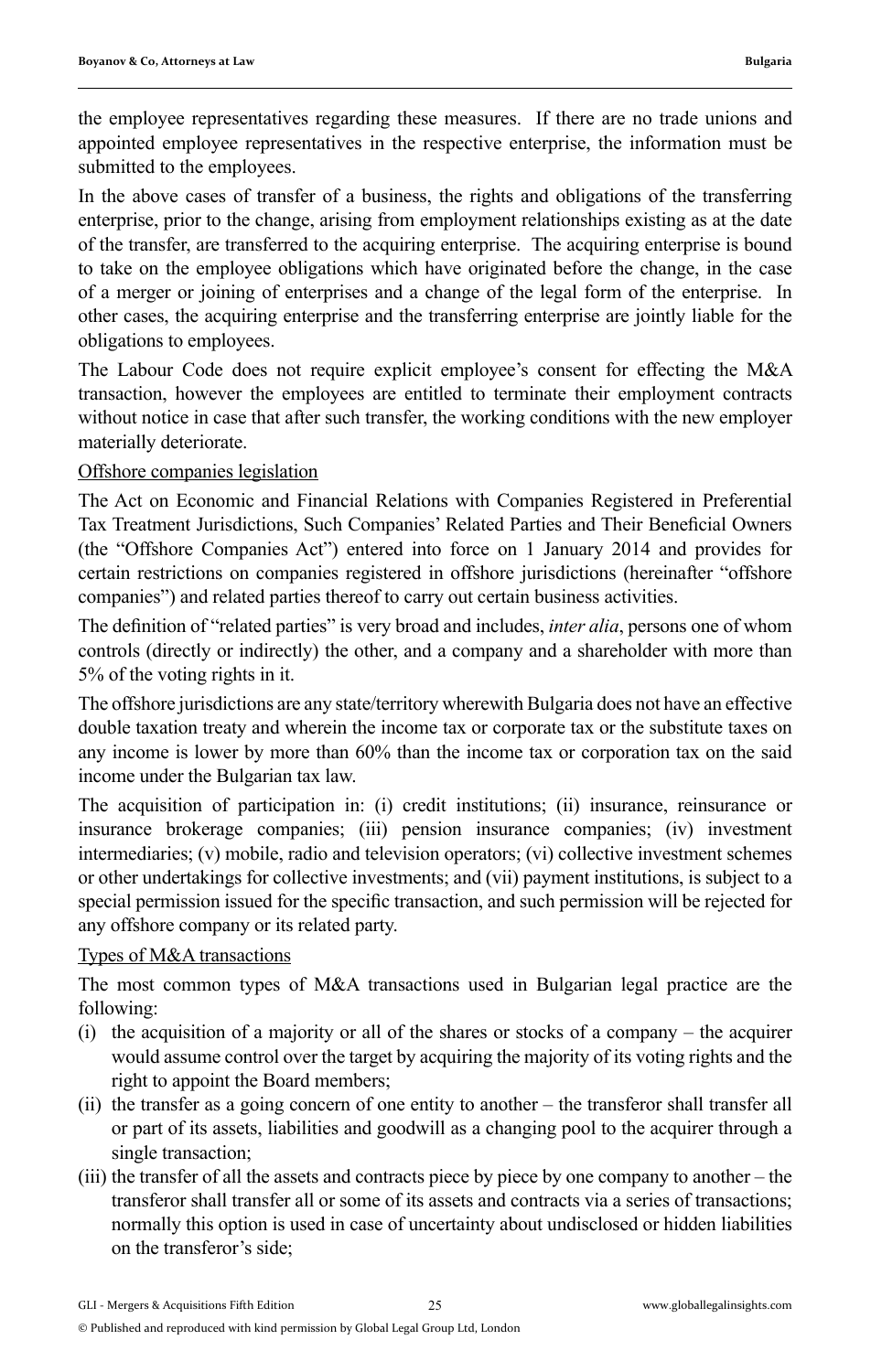the employee representatives regarding these measures. If there are no trade unions and appointed employee representatives in the respective enterprise, the information must be submitted to the employees.

In the above cases of transfer of a business, the rights and obligations of the transferring enterprise, prior to the change, arising from employment relationships existing as at the date of the transfer, are transferred to the acquiring enterprise. The acquiring enterprise is bound to take on the employee obligations which have originated before the change, in the case of a merger or joining of enterprises and a change of the legal form of the enterprise. In other cases, the acquiring enterprise and the transferring enterprise are jointly liable for the obligations to employees.

The Labour Code does not require explicit employee's consent for effecting the M&A transaction, however the employees are entitled to terminate their employment contracts without notice in case that after such transfer, the working conditions with the new employer materially deteriorate.

Offshore companies legislation

The Act on Economic and Financial Relations with Companies Registered in Preferential Tax Treatment Jurisdictions, Such Companies' Related Parties and Their Beneficial Owners (the "Offshore Companies Act") entered into force on 1 January 2014 and provides for certain restrictions on companies registered in offshore jurisdictions (hereinafter "offshore companies") and related parties thereof to carry out certain business activities.

The definition of "related parties" is very broad and includes, *inter alia*, persons one of whom controls (directly or indirectly) the other, and a company and a shareholder with more than 5% of the voting rights in it.

The offshore jurisdictions are any state/territory wherewith Bulgaria does not have an effective double taxation treaty and wherein the income tax or corporate tax or the substitute taxes on any income is lower by more than 60% than the income tax or corporation tax on the said income under the Bulgarian tax law.

The acquisition of participation in: (i) credit institutions; (ii) insurance, reinsurance or insurance brokerage companies; (iii) pension insurance companies; (iv) investment intermediaries; (v) mobile, radio and television operators; (vi) collective investment schemes or other undertakings for collective investments; and (vii) payment institutions, is subject to a special permission issued for the specific transaction, and such permission will be rejected for any offshore company or its related party.

Types of M&A transactions

The most common types of M&A transactions used in Bulgarian legal practice are the following:

(i) the acquisition of a majority or all of the shares or stocks of a company – the acquirer would assume control over the target by acquiring the majority of its voting rights and the right to appoint the Board members;

(ii) the transfer as a going concern of one entity to another – the transferor shall transfer all or part of its assets, liabilities and goodwill as a changing pool to the acquirer through a single transaction;

(iii) the transfer of all the assets and contracts piece by piece by one company to another – the transferor shall transfer all or some of its assets and contracts via a series of transactions; normally this option is used in case of uncertainty about undisclosed or hidden liabilities on the transferor's side;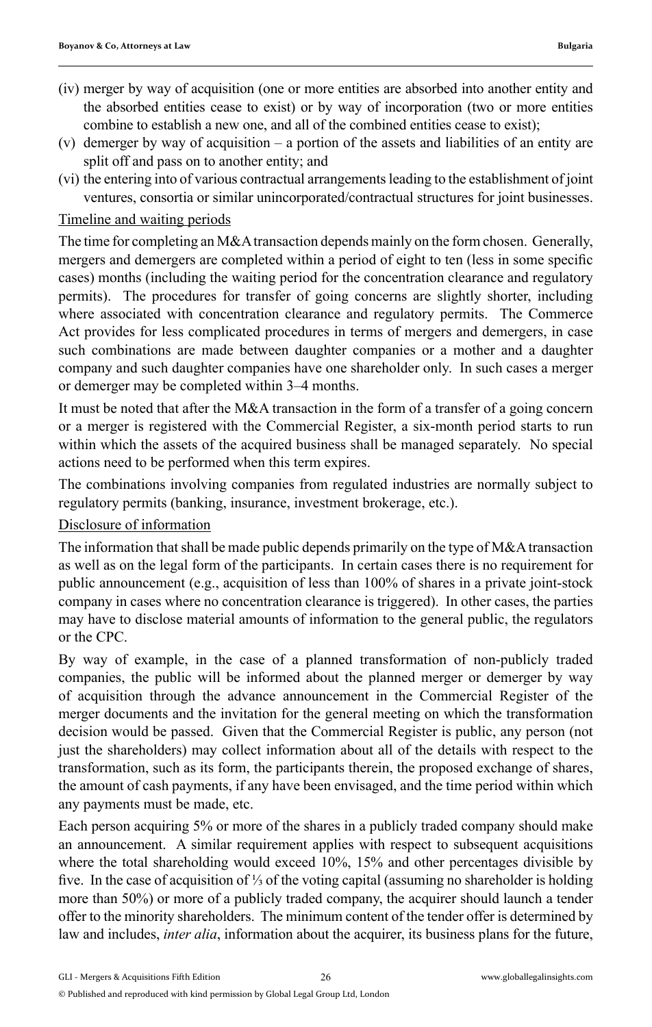(iv) merger by way of acquisition (one or more entities are absorbed into another entity and the absorbed entities cease to exist) or by way of incorporation (two or more entities combine to establish a new one, and all of the combined entities cease to exist);

(v) demerger by way of acquisition – a portion of the assets and liabilities of an entity are split off and pass on to another entity; and

(vi) the entering into of various contractual arrangements leading to the establishment of joint ventures, consortia or similar unincorporated/contractual structures for joint businesses.

Timeline and waiting periods

The time for completing an M&A transaction depends mainly on the form chosen. Generally, mergers and demergers are completed within a period of eight to ten (less in some specific cases) months (including the waiting period for the concentration clearance and regulatory permits). The procedures for transfer of going concerns are slightly shorter, including where associated with concentration clearance and regulatory permits. The Commerce Act provides for less complicated procedures in terms of mergers and demergers, in case such combinations are made between daughter companies or a mother and a daughter company and such daughter companies have one shareholder only. In such cases a merger or demerger may be completed within 3–4 months.

It must be noted that after the M&A transaction in the form of a transfer of a going concern or a merger is registered with the Commercial Register, a six-month period starts to run within which the assets of the acquired business shall be managed separately. No special actions need to be performed when this term expires.

The combinations involving companies from regulated industries are normally subject to regulatory permits (banking, insurance, investment brokerage, etc.).

Disclosure of information

The information that shall be made public depends primarily on the type of M&A transaction as well as on the legal form of the participants. In certain cases there is no requirement for public announcement (e.g., acquisition of less than 100% of shares in a private joint-stock company in cases where no concentration clearance is triggered). In other cases, the parties may have to disclose material amounts of information to the general public, the regulators or the CPC.

By way of example, in the case of a planned transformation of non-publicly traded companies, the public will be informed about the planned merger or demerger by way of acquisition through the advance announcement in the Commercial Register of the merger documents and the invitation for the general meeting on which the transformation decision would be passed. Given that the Commercial Register is public, any person (not just the shareholders) may collect information about all of the details with respect to the transformation, such as its form, the participants therein, the proposed exchange of shares, the amount of cash payments, if any have been envisaged, and the time period within which any payments must be made, etc.

Each person acquiring 5% or more of the shares in a publicly traded company should make an announcement. A similar requirement applies with respect to subsequent acquisitions where the total shareholding would exceed 10%, 15% and other percentages divisible by five. In the case of acquisition of ⅓ of the voting capital (assuming no shareholder is holding more than 50%) or more of a publicly traded company, the acquirer should launch a tender offer to the minority shareholders. The minimum content of the tender offer is determined by law and includes, *inter alia*, information about the acquirer, its business plans for the future,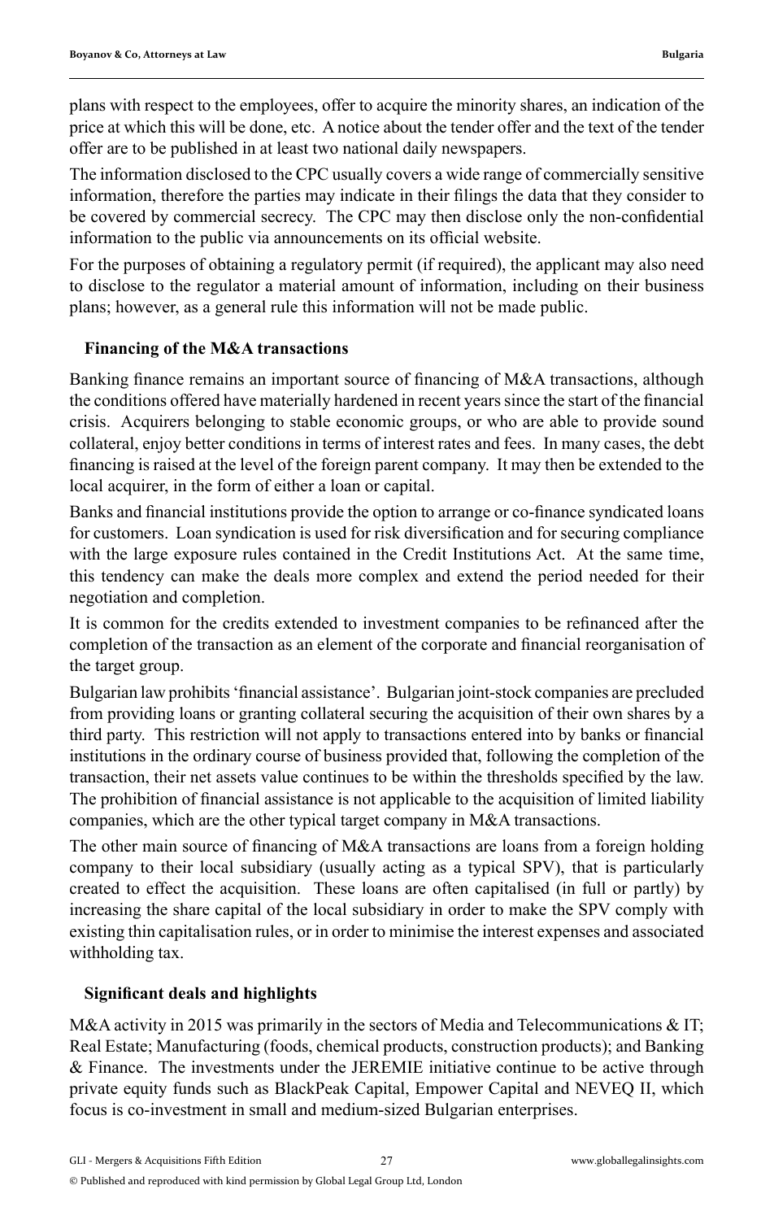plans with respect to the employees, offer to acquire the minority shares, an indication of the price at which this will be done, etc. A notice about the tender offer and the text of the tender offer are to be published in at least two national daily newspapers.

The information disclosed to the CPC usually covers a wide range of commercially sensitive information, therefore the parties may indicate in their filings the data that they consider to be covered by commercial secrecy. The CPC may then disclose only the non-confidential information to the public via announcements on its official website.

For the purposes of obtaining a regulatory permit (if required), the applicant may also need to disclose to the regulator a material amount of information, including on their business plans; however, as a general rule this information will not be made public.

## Financing of the M&A transactions

Banking finance remains an important source of financing of M&A transactions, although the conditions offered have materially hardened in recent years since the start of the financial crisis. Acquirers belonging to stable economic groups, or who are able to provide sound collateral, enjoy better conditions in terms of interest rates and fees. In many cases, the debt financing is raised at the level of the foreign parent company. It may then be extended to the local acquirer, in the form of either a loan or capital.

Banks and financial institutions provide the option to arrange or co-finance syndicated loans for customers. Loan syndication is used for risk diversification and for securing compliance with the large exposure rules contained in the Credit Institutions Act. At the same time, this tendency can make the deals more complex and extend the period needed for their negotiation and completion.

It is common for the credits extended to investment companies to be refinanced after the completion of the transaction as an element of the corporate and financial reorganisation of the target group.

Bulgarian law prohibits 'financial assistance'. Bulgarian joint-stock companies are precluded from providing loans or granting collateral securing the acquisition of their own shares by a third party. This restriction will not apply to transactions entered into by banks or financial institutions in the ordinary course of business provided that, following the completion of the transaction, their net assets value continues to be within the thresholds specified by the law. The prohibition of financial assistance is not applicable to the acquisition of limited liability companies, which are the other typical target company in M&A transactions.

The other main source of financing of M&A transactions are loans from a foreign holding company to their local subsidiary (usually acting as a typical SPV), that is particularly created to effect the acquisition. These loans are often capitalised (in full or partly) by increasing the share capital of the local subsidiary in order to make the SPV comply with existing thin capitalisation rules, or in order to minimise the interest expenses and associated withholding tax.

## Significant deals and highlights

M&A activity in 2015 was primarily in the sectors of Media and Telecommunications & IT; Real Estate; Manufacturing (foods, chemical products, construction products); and Banking & Finance. The investments under the JEREMIE initiative continue to be active through private equity funds such as BlackPeak Capital, Empower Capital and NEVEQ II, which focus is co-investment in small and medium-sized Bulgarian enterprises.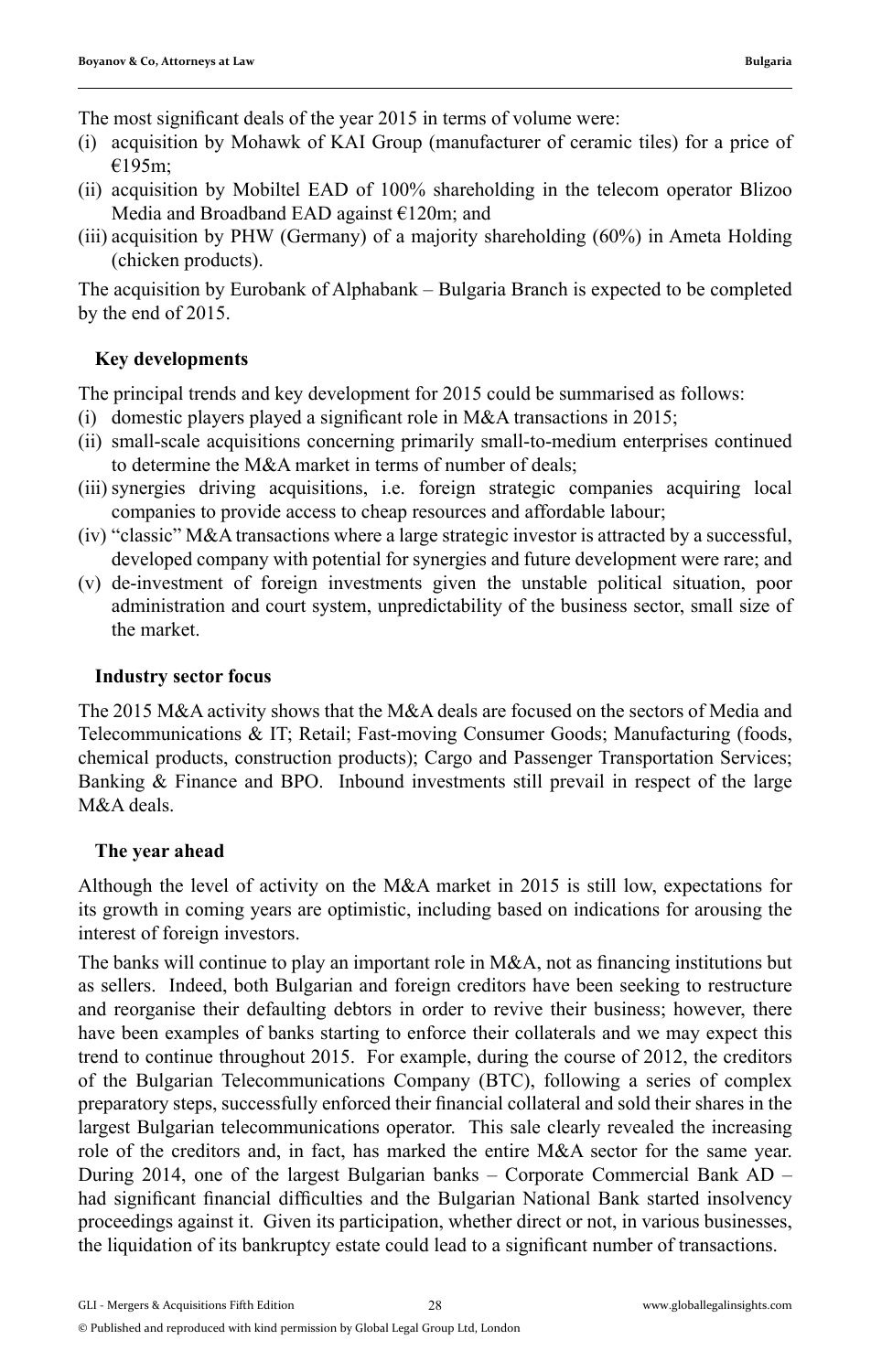The most significant deals of the year 2015 in terms of volume were:

(i) acquisition by Mohawk of KAI Group (manufacturer of ceramic tiles) for a price of €195m;
(ii) acquisition by Mobiltel EAD of 100% shareholding in the telecom operator Blizoo Media and Broadband EAD against €120m; and
(iii) acquisition by PHW (Germany) of a majority shareholding (60%) in Ameta Holding (chicken products).

The acquisition by Eurobank of Alphabank – Bulgaria Branch is expected to be completed by the end of 2015.

## Key developments

The principal trends and key development for 2015 could be summarised as follows:

(i) domestic players played a significant role in M&A transactions in 2015;
(ii) small-scale acquisitions concerning primarily small-to-medium enterprises continued to determine the M&A market in terms of number of deals;
(iii) synergies driving acquisitions, i.e. foreign strategic companies acquiring local companies to provide access to cheap resources and affordable labour;
(iv) "classic" M&A transactions where a large strategic investor is attracted by a successful, developed company with potential for synergies and future development were rare; and
(v) de-investment of foreign investments given the unstable political situation, poor administration and court system, unpredictability of the business sector, small size of the market.

## Industry sector focus

The 2015 M&A activity shows that the M&A deals are focused on the sectors of Media and Telecommunications & IT; Retail; Fast-moving Consumer Goods; Manufacturing (foods, chemical products, construction products); Cargo and Passenger Transportation Services; Banking & Finance and BPO. Inbound investments still prevail in respect of the large M&A deals.

## The year ahead

Although the level of activity on the M&A market in 2015 is still low, expectations for its growth in coming years are optimistic, including based on indications for arousing the interest of foreign investors.

The banks will continue to play an important role in M&A, not as financing institutions but as sellers. Indeed, both Bulgarian and foreign creditors have been seeking to restructure and reorganise their defaulting debtors in order to revive their business; however, there have been examples of banks starting to enforce their collaterals and we may expect this trend to continue throughout 2015. For example, during the course of 2012, the creditors of the Bulgarian Telecommunications Company (BTC), following a series of complex preparatory steps, successfully enforced their financial collateral and sold their shares in the largest Bulgarian telecommunications operator. This sale clearly revealed the increasing role of the creditors and, in fact, has marked the entire M&A sector for the same year. During 2014, one of the largest Bulgarian banks – Corporate Commercial Bank AD – had significant financial difficulties and the Bulgarian National Bank started insolvency proceedings against it. Given its participation, whether direct or not, in various businesses, the liquidation of its bankruptcy estate could lead to a significant number of transactions.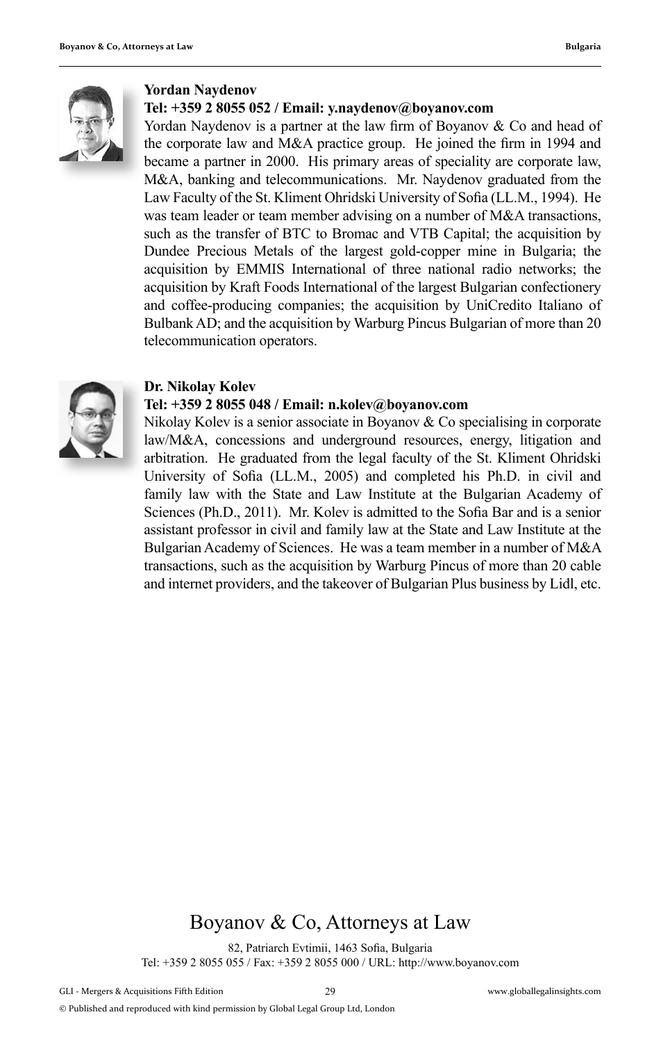**Yordan Naydenov**

**Tel: +359 2 8055 052 / Email: y.naydenov@boyanov.com**

Yordan Naydenov is a partner at the law firm of Boyanov & Co and head of the corporate law and M&A practice group. He joined the firm in 1994 and became a partner in 2000. His primary areas of speciality are corporate law, M&A, banking and telecommunications. Mr. Naydenov graduated from the Law Faculty of the St. Kliment Ohridski University of Sofia (LL.M., 1994). He was team leader or team member advising on a number of M&A transactions, such as the transfer of BTC to Bromac and VTB Capital; the acquisition by Dundee Precious Metals of the largest gold-copper mine in Bulgaria; the acquisition by EMMIS International of three national radio networks; the acquisition by Kraft Foods International of the largest Bulgarian confectionery and coffee-producing companies; the acquisition by UniCredito Italiano of Bulbank AD; and the acquisition by Warburg Pincus Bulgarian of more than 20 telecommunication operators.

**Dr. Nikolay Kolev**

**Tel: +359 2 8055 048 / Email: n.kolev@boyanov.com**

Nikolay Kolev is a senior associate in Boyanov & Co specialising in corporate law/M&A, concessions and underground resources, energy, litigation and arbitration. He graduated from the legal faculty of the St. Kliment Ohridski University of Sofia (LL.M., 2005) and completed his Ph.D. in civil and family law with the State and Law Institute at the Bulgarian Academy of Sciences (Ph.D., 2011). Mr. Kolev is admitted to the Sofia Bar and is a senior assistant professor in civil and family law at the State and Law Institute at the Bulgarian Academy of Sciences. He was a team member in a number of M&A transactions, such as the acquisition by Warburg Pincus of more than 20 cable and internet providers, and the takeover of Bulgarian Plus business by Lidl, etc.

# Boyanov & Co, Attorneys at Law

82, Patriarch Evtimii, 1463 Sofia, Bulgaria
Tel: +359 2 8055 055 / Fax: +359 2 8055 000 / URL: http://www.boyanov.com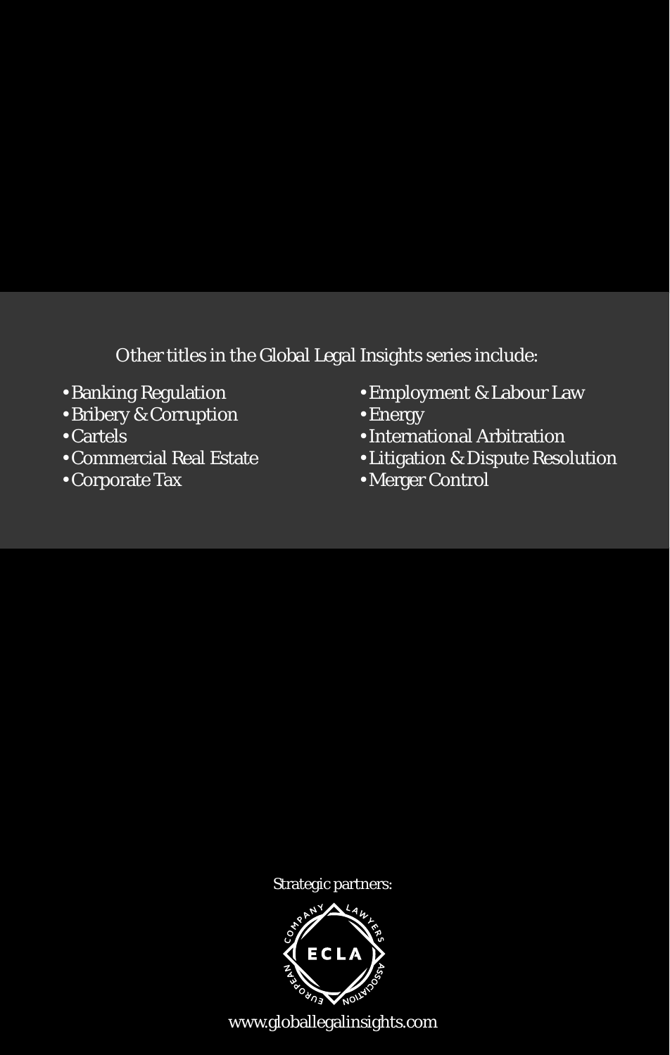Other titles in the Global Legal Insights series include:

- Banking Regulation
- Bribery & Corruption
- Cartels
- Commercial Real Estate
- Corporate Tax
- Employment & Labour Law
- Energy
- International Arbitration
- Litigation & Dispute Resolution
- Merger Control

Strategic partners:

ECLA

www.globallegalinsights.com